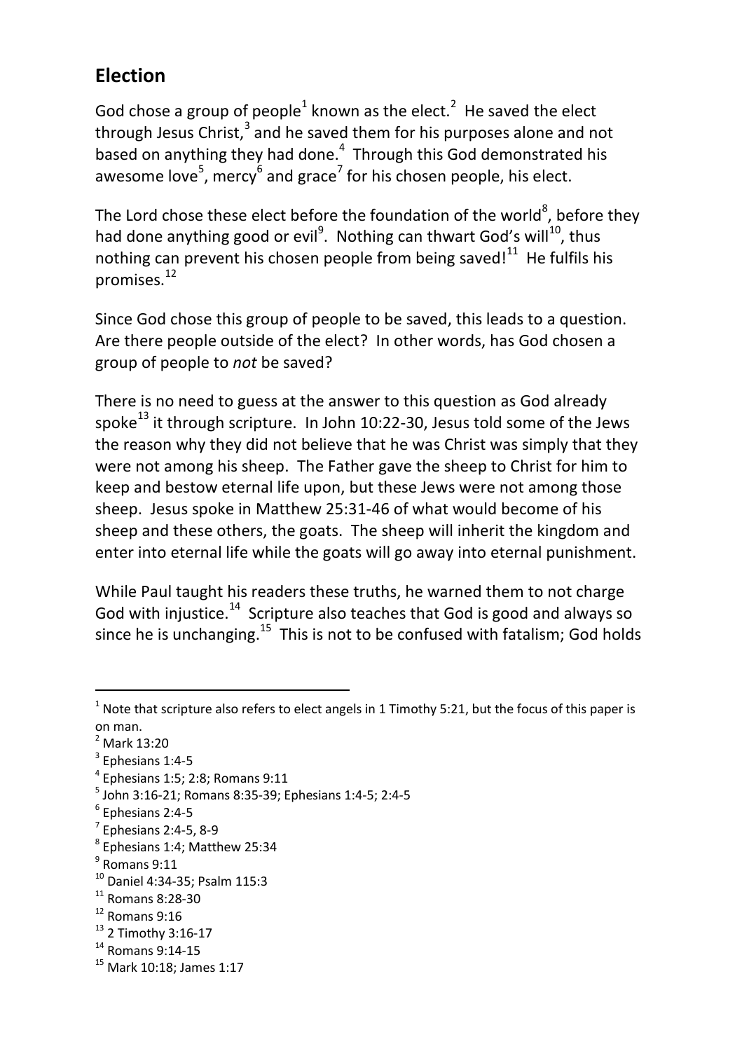## Election

God chose a group of people[1] known as the elect.[2] He saved the elect through Jesus Christ,[3] and he saved them for his purposes alone and not based on anything they had done.[4] Through this God demonstrated his awesome love[5], mercy[6] and grace[7] for his chosen people, his elect.

The Lord chose these elect before the foundation of the world[8], before they had done anything good or evil[9]. Nothing can thwart God's will[10], thus nothing can prevent his chosen people from being saved![11] He fulfils his promises.[12]

Since God chose this group of people to be saved, this leads to a question. Are there people outside of the elect? In other words, has God chosen a group of people to *not* be saved?

There is no need to guess at the answer to this question as God already spoke[13] it through scripture. In John 10:22-30, Jesus told some of the Jews the reason why they did not believe that he was Christ was simply that they were not among his sheep. The Father gave the sheep to Christ for him to keep and bestow eternal life upon, but these Jews were not among those sheep. Jesus spoke in Matthew 25:31-46 of what would become of his sheep and these others, the goats. The sheep will inherit the kingdom and enter into eternal life while the goats will go away into eternal punishment.

While Paul taught his readers these truths, he warned them to not charge God with injustice.[14] Scripture also teaches that God is good and always so since he is unchanging.[15] This is not to be confused with fatalism; God holds

---

[1] Note that scripture also refers to elect angels in 1 Timothy 5:21, but the focus of this paper is on man.
[2] Mark 13:20
[3] Ephesians 1:4-5
[4] Ephesians 1:5; 2:8; Romans 9:11
[5] John 3:16-21; Romans 8:35-39; Ephesians 1:4-5; 2:4-5
[6] Ephesians 2:4-5
[7] Ephesians 2:4-5, 8-9
[8] Ephesians 1:4; Matthew 25:34
[9] Romans 9:11
[10] Daniel 4:34-35; Psalm 115:3
[11] Romans 8:28-30
[12] Romans 9:16
[13] 2 Timothy 3:16-17
[14] Romans 9:14-15
[15] Mark 10:18; James 1:17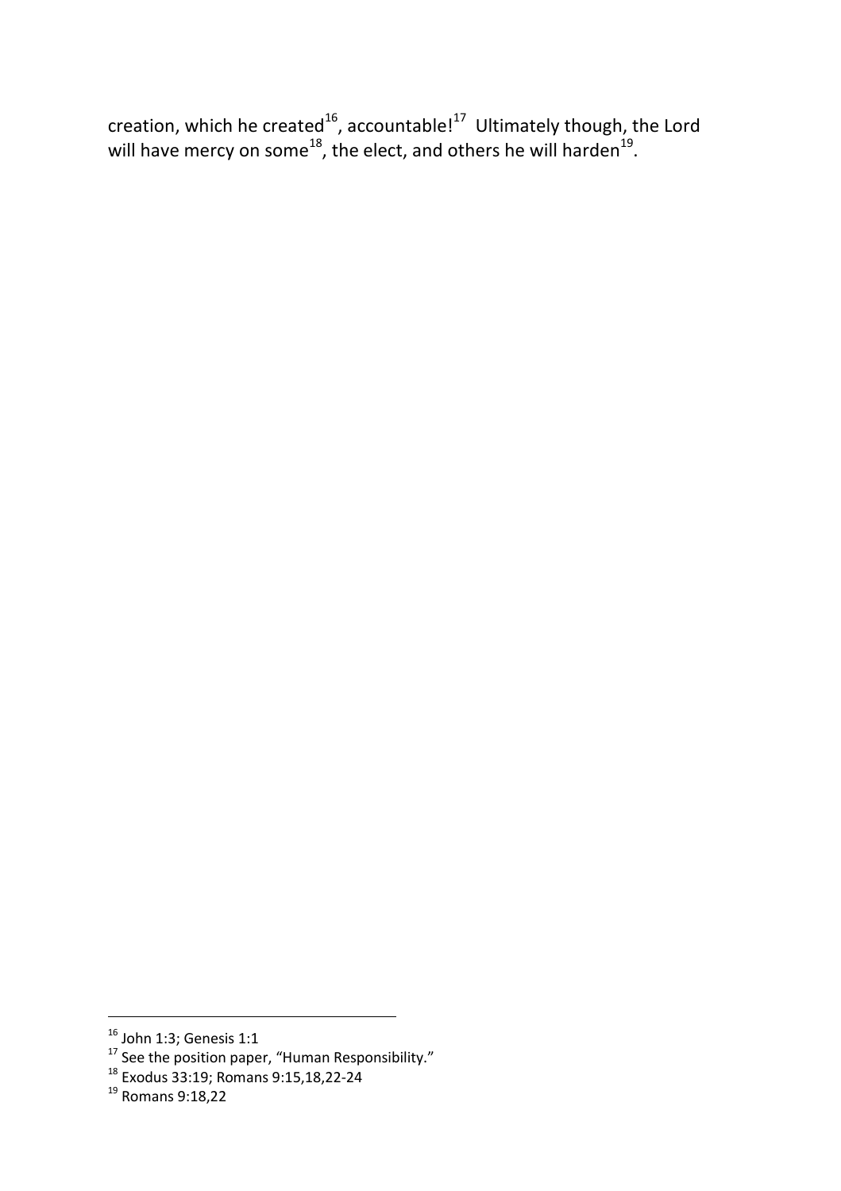creation, which he created[16], accountable![17] Ultimately though, the Lord will have mercy on some[18], the elect, and others he will harden[19].

---

[16] John 1:3; Genesis 1:1

[17] See the position paper, "Human Responsibility."

[18] Exodus 33:19; Romans 9:15,18,22-24

[19] Romans 9:18,22